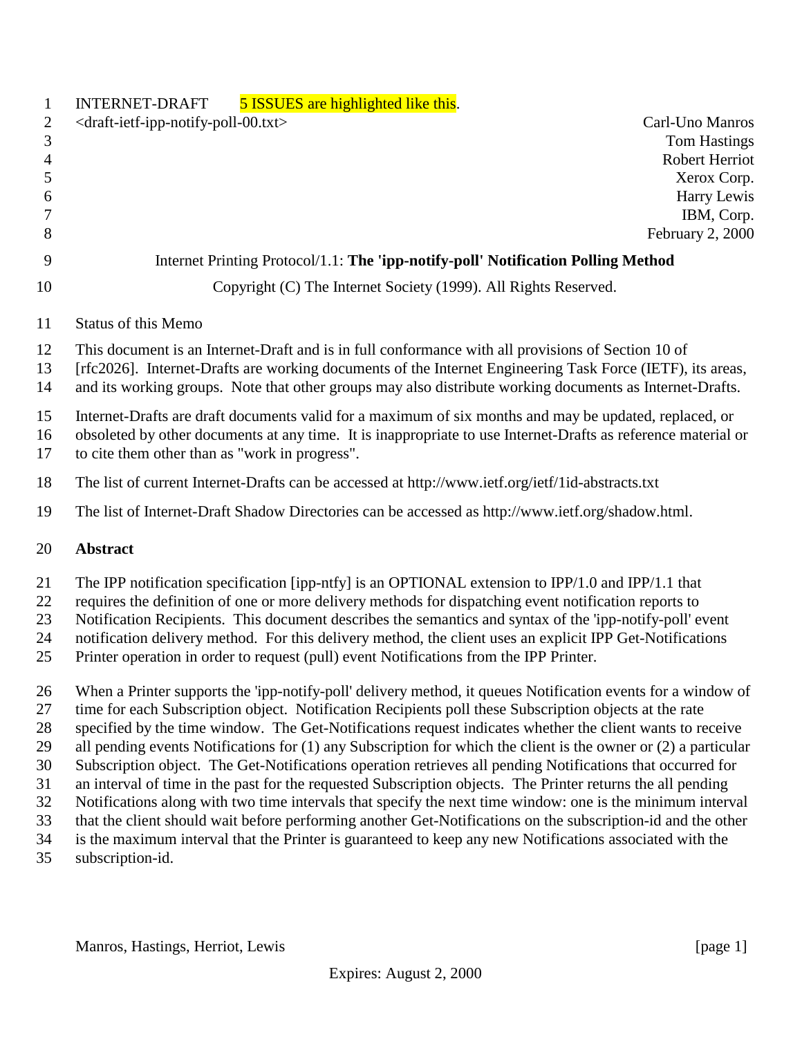INTERNET-DRAFT 5 ISSUES are highlighted like this.

<draft-ietf-ipp-notify-poll-00.txt>

Carl-Uno Manros
Tom Hastings
Robert Herriot
Xerox Corp.
Harry Lewis
IBM, Corp.
February 2, 2000

Internet Printing Protocol/1.1: **The 'ipp-notify-poll' Notification Polling Method**

Copyright (C) The Internet Society (1999). All Rights Reserved.

Status of this Memo

This document is an Internet-Draft and is in full conformance with all provisions of Section 10 of [rfc2026]. Internet-Drafts are working documents of the Internet Engineering Task Force (IETF), its areas, and its working groups. Note that other groups may also distribute working documents as Internet-Drafts.

Internet-Drafts are draft documents valid for a maximum of six months and may be updated, replaced, or obsoleted by other documents at any time. It is inappropriate to use Internet-Drafts as reference material or to cite them other than as "work in progress".

The list of current Internet-Drafts can be accessed at http://www.ietf.org/ietf/1id-abstracts.txt

The list of Internet-Draft Shadow Directories can be accessed as http://www.ietf.org/shadow.html.

**Abstract**

The IPP notification specification [ipp-ntfy] is an OPTIONAL extension to IPP/1.0 and IPP/1.1 that requires the definition of one or more delivery methods for dispatching event notification reports to Notification Recipients. This document describes the semantics and syntax of the 'ipp-notify-poll' event notification delivery method. For this delivery method, the client uses an explicit IPP Get-Notifications Printer operation in order to request (pull) event Notifications from the IPP Printer.

When a Printer supports the 'ipp-notify-poll' delivery method, it queues Notification events for a window of time for each Subscription object. Notification Recipients poll these Subscription objects at the rate specified by the time window. The Get-Notifications request indicates whether the client wants to receive all pending events Notifications for (1) any Subscription for which the client is the owner or (2) a particular Subscription object. The Get-Notifications operation retrieves all pending Notifications that occurred for an interval of time in the past for the requested Subscription objects. The Printer returns the all pending Notifications along with two time intervals that specify the next time window: one is the minimum interval that the client should wait before performing another Get-Notifications on the subscription-id and the other is the maximum interval that the Printer is guaranteed to keep any new Notifications associated with the subscription-id.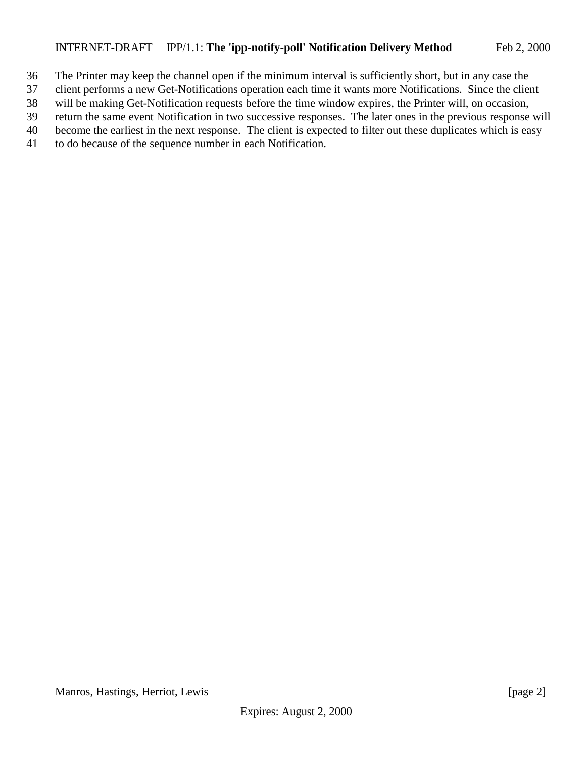The Printer may keep the channel open if the minimum interval is sufficiently short, but in any case the client performs a new Get-Notifications operation each time it wants more Notifications. Since the client will be making Get-Notification requests before the time window expires, the Printer will, on occasion, return the same event Notification in two successive responses. The later ones in the previous response will become the earliest in the next response. The client is expected to filter out these duplicates which is easy to do because of the sequence number in each Notification.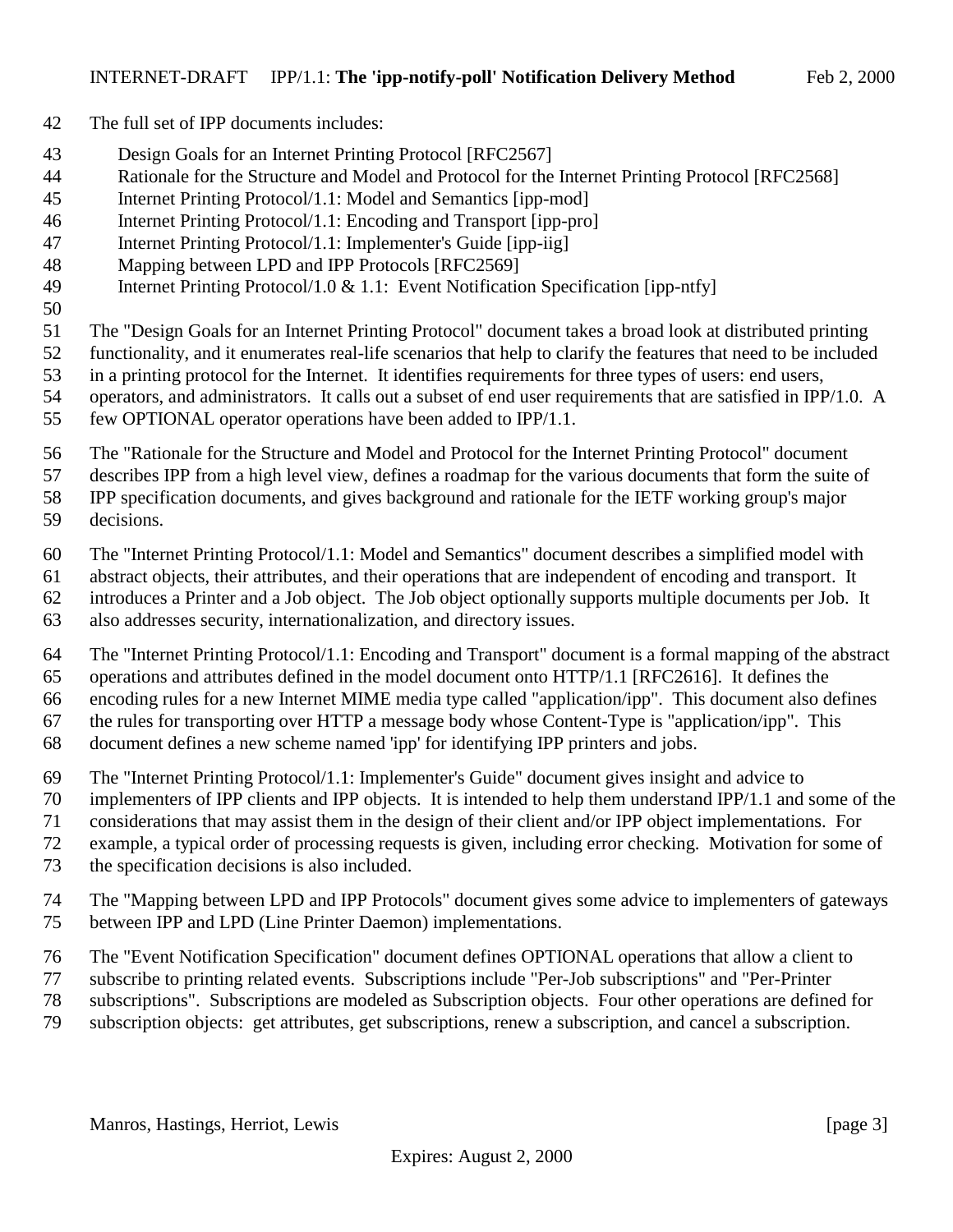The full set of IPP documents includes:

- Design Goals for an Internet Printing Protocol [RFC2567]
- Rationale for the Structure and Model and Protocol for the Internet Printing Protocol [RFC2568]
- Internet Printing Protocol/1.1: Model and Semantics [ipp-mod]
- Internet Printing Protocol/1.1: Encoding and Transport [ipp-pro]
- Internet Printing Protocol/1.1: Implementer's Guide [ipp-iig]
- Mapping between LPD and IPP Protocols [RFC2569]
- Internet Printing Protocol/1.0 & 1.1: Event Notification Specification [ipp-ntfy]

The "Design Goals for an Internet Printing Protocol" document takes a broad look at distributed printing functionality, and it enumerates real-life scenarios that help to clarify the features that need to be included in a printing protocol for the Internet. It identifies requirements for three types of users: end users, operators, and administrators. It calls out a subset of end user requirements that are satisfied in IPP/1.0. A few OPTIONAL operator operations have been added to IPP/1.1.

The "Rationale for the Structure and Model and Protocol for the Internet Printing Protocol" document describes IPP from a high level view, defines a roadmap for the various documents that form the suite of IPP specification documents, and gives background and rationale for the IETF working group's major decisions.

The "Internet Printing Protocol/1.1: Model and Semantics" document describes a simplified model with abstract objects, their attributes, and their operations that are independent of encoding and transport. It introduces a Printer and a Job object. The Job object optionally supports multiple documents per Job. It also addresses security, internationalization, and directory issues.

The "Internet Printing Protocol/1.1: Encoding and Transport" document is a formal mapping of the abstract operations and attributes defined in the model document onto HTTP/1.1 [RFC2616]. It defines the encoding rules for a new Internet MIME media type called "application/ipp". This document also defines the rules for transporting over HTTP a message body whose Content-Type is "application/ipp". This document defines a new scheme named 'ipp' for identifying IPP printers and jobs.

The "Internet Printing Protocol/1.1: Implementer's Guide" document gives insight and advice to implementers of IPP clients and IPP objects. It is intended to help them understand IPP/1.1 and some of the considerations that may assist them in the design of their client and/or IPP object implementations. For example, a typical order of processing requests is given, including error checking. Motivation for some of the specification decisions is also included.

The "Mapping between LPD and IPP Protocols" document gives some advice to implementers of gateways between IPP and LPD (Line Printer Daemon) implementations.

The "Event Notification Specification" document defines OPTIONAL operations that allow a client to subscribe to printing related events. Subscriptions include "Per-Job subscriptions" and "Per-Printer subscriptions". Subscriptions are modeled as Subscription objects. Four other operations are defined for subscription objects: get attributes, get subscriptions, renew a subscription, and cancel a subscription.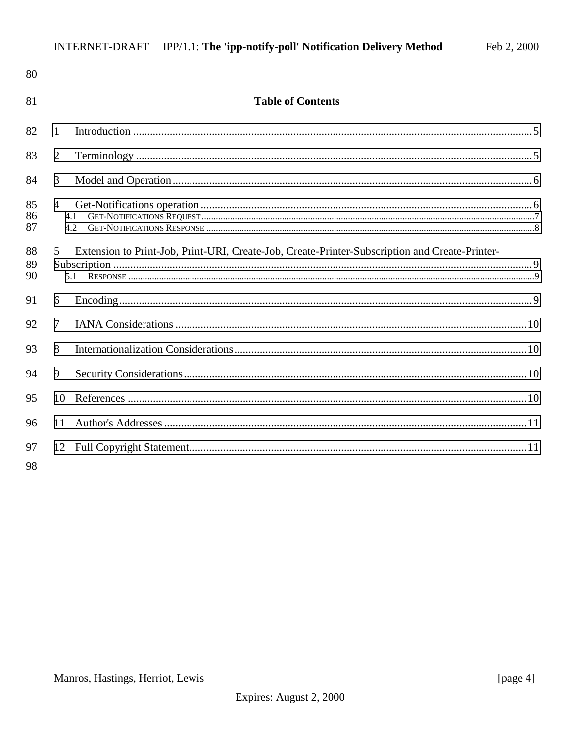## Table of Contents

1 Introduction .......... 5

2 Terminology .......... 5

3 Model and Operation .......... 6

4 Get-Notifications operation .......... 6
- 4.1 GET-NOTIFICATIONS REQUEST .......... 7
- 4.2 GET-NOTIFICATIONS RESPONSE .......... 8

5 Extension to Print-Job, Print-URI, Create-Job, Create-Printer-Subscription and Create-Printer-Subscription .......... 9
- 5.1 RESPONSE .......... 9

6 Encoding .......... 9

7 IANA Considerations .......... 10

8 Internationalization Considerations .......... 10

9 Security Considerations .......... 10

10 References .......... 10

11 Author's Addresses .......... 11

12 Full Copyright Statement .......... 11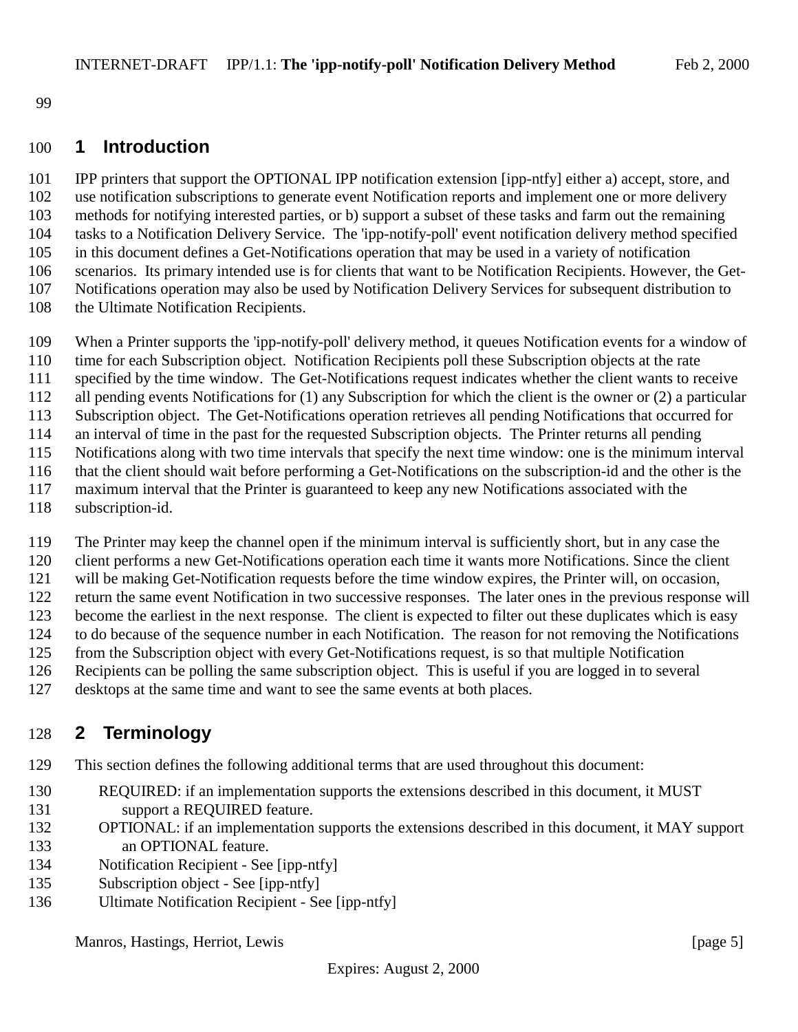# 1 Introduction

IPP printers that support the OPTIONAL IPP notification extension [ipp-ntfy] either a) accept, store, and use notification subscriptions to generate event Notification reports and implement one or more delivery methods for notifying interested parties, or b) support a subset of these tasks and farm out the remaining tasks to a Notification Delivery Service. The 'ipp-notify-poll' event notification delivery method specified in this document defines a Get-Notifications operation that may be used in a variety of notification scenarios. Its primary intended use is for clients that want to be Notification Recipients. However, the Get-Notifications operation may also be used by Notification Delivery Services for subsequent distribution to the Ultimate Notification Recipients.

When a Printer supports the 'ipp-notify-poll' delivery method, it queues Notification events for a window of time for each Subscription object. Notification Recipients poll these Subscription objects at the rate specified by the time window. The Get-Notifications request indicates whether the client wants to receive all pending events Notifications for (1) any Subscription for which the client is the owner or (2) a particular Subscription object. The Get-Notifications operation retrieves all pending Notifications that occurred for an interval of time in the past for the requested Subscription objects. The Printer returns all pending Notifications along with two time intervals that specify the next time window: one is the minimum interval that the client should wait before performing a Get-Notifications on the subscription-id and the other is the maximum interval that the Printer is guaranteed to keep any new Notifications associated with the subscription-id.

The Printer may keep the channel open if the minimum interval is sufficiently short, but in any case the client performs a new Get-Notifications operation each time it wants more Notifications. Since the client will be making Get-Notification requests before the time window expires, the Printer will, on occasion, return the same event Notification in two successive responses. The later ones in the previous response will become the earliest in the next response. The client is expected to filter out these duplicates which is easy to do because of the sequence number in each Notification. The reason for not removing the Notifications from the Subscription object with every Get-Notifications request, is so that multiple Notification Recipients can be polling the same subscription object. This is useful if you are logged in to several desktops at the same time and want to see the same events at both places.

# 2 Terminology

This section defines the following additional terms that are used throughout this document:

- REQUIRED: if an implementation supports the extensions described in this document, it MUST support a REQUIRED feature.
- OPTIONAL: if an implementation supports the extensions described in this document, it MAY support an OPTIONAL feature.
- Notification Recipient - See [ipp-ntfy]
- Subscription object - See [ipp-ntfy]
- Ultimate Notification Recipient - See [ipp-ntfy]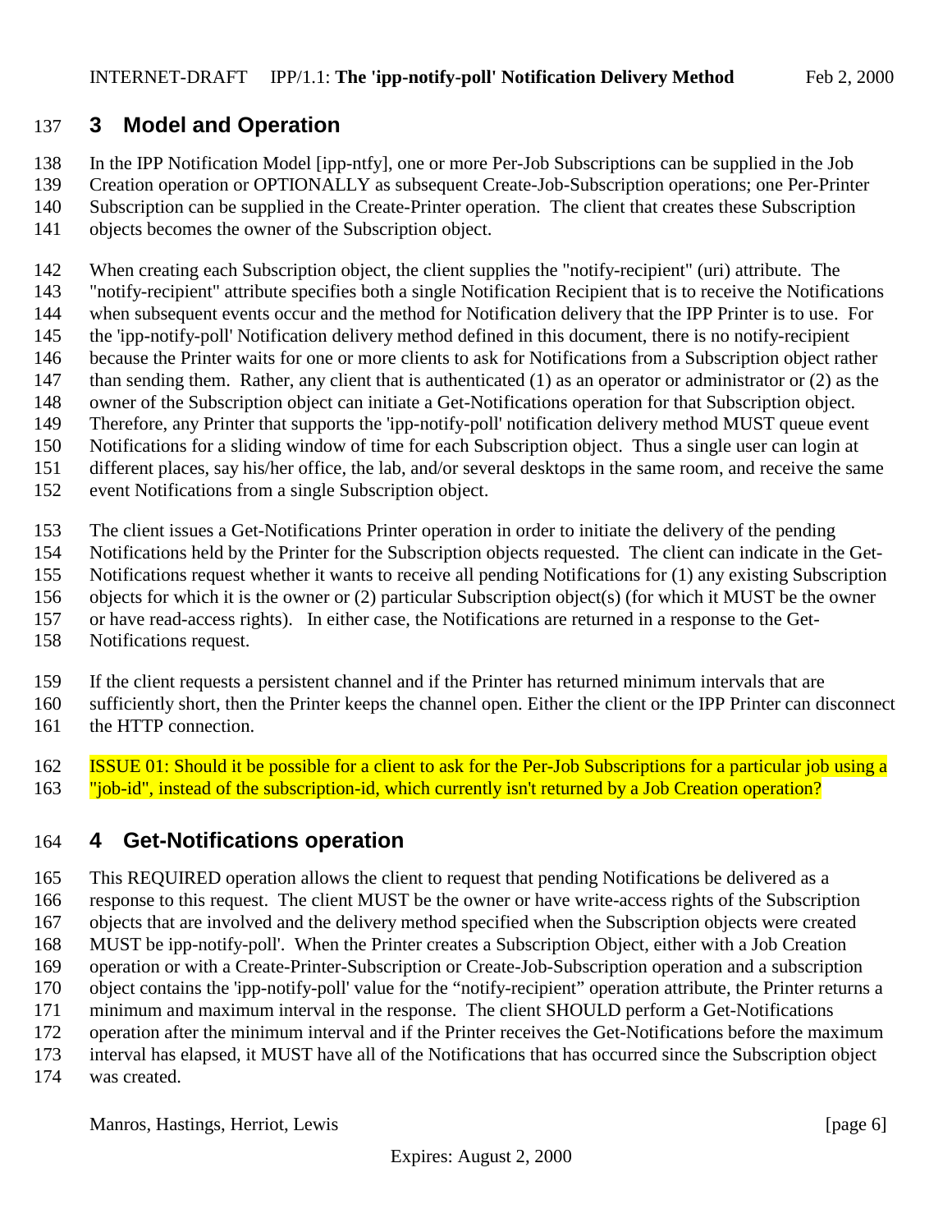## 3 Model and Operation

In the IPP Notification Model [ipp-ntfy], one or more Per-Job Subscriptions can be supplied in the Job Creation operation or OPTIONALLY as subsequent Create-Job-Subscription operations; one Per-Printer Subscription can be supplied in the Create-Printer operation. The client that creates these Subscription objects becomes the owner of the Subscription object.

When creating each Subscription object, the client supplies the "notify-recipient" (uri) attribute. The "notify-recipient" attribute specifies both a single Notification Recipient that is to receive the Notifications when subsequent events occur and the method for Notification delivery that the IPP Printer is to use. For the 'ipp-notify-poll' Notification delivery method defined in this document, there is no notify-recipient because the Printer waits for one or more clients to ask for Notifications from a Subscription object rather than sending them. Rather, any client that is authenticated (1) as an operator or administrator or (2) as the owner of the Subscription object can initiate a Get-Notifications operation for that Subscription object. Therefore, any Printer that supports the 'ipp-notify-poll' notification delivery method MUST queue event Notifications for a sliding window of time for each Subscription object. Thus a single user can login at different places, say his/her office, the lab, and/or several desktops in the same room, and receive the same event Notifications from a single Subscription object.

The client issues a Get-Notifications Printer operation in order to initiate the delivery of the pending Notifications held by the Printer for the Subscription objects requested. The client can indicate in the Get-Notifications request whether it wants to receive all pending Notifications for (1) any existing Subscription objects for which it is the owner or (2) particular Subscription object(s) (for which it MUST be the owner or have read-access rights). In either case, the Notifications are returned in a response to the Get-Notifications request.

If the client requests a persistent channel and if the Printer has returned minimum intervals that are sufficiently short, then the Printer keeps the channel open. Either the client or the IPP Printer can disconnect the HTTP connection.

ISSUE 01: Should it be possible for a client to ask for the Per-Job Subscriptions for a particular job using a "job-id", instead of the subscription-id, which currently isn't returned by a Job Creation operation?

## 4 Get-Notifications operation

This REQUIRED operation allows the client to request that pending Notifications be delivered as a response to this request. The client MUST be the owner or have write-access rights of the Subscription objects that are involved and the delivery method specified when the Subscription objects were created MUST be ipp-notify-poll'. When the Printer creates a Subscription Object, either with a Job Creation operation or with a Create-Printer-Subscription or Create-Job-Subscription operation and a subscription object contains the 'ipp-notify-poll' value for the "notify-recipient" operation attribute, the Printer returns a minimum and maximum interval in the response. The client SHOULD perform a Get-Notifications operation after the minimum interval and if the Printer receives the Get-Notifications before the maximum interval has elapsed, it MUST have all of the Notifications that has occurred since the Subscription object was created.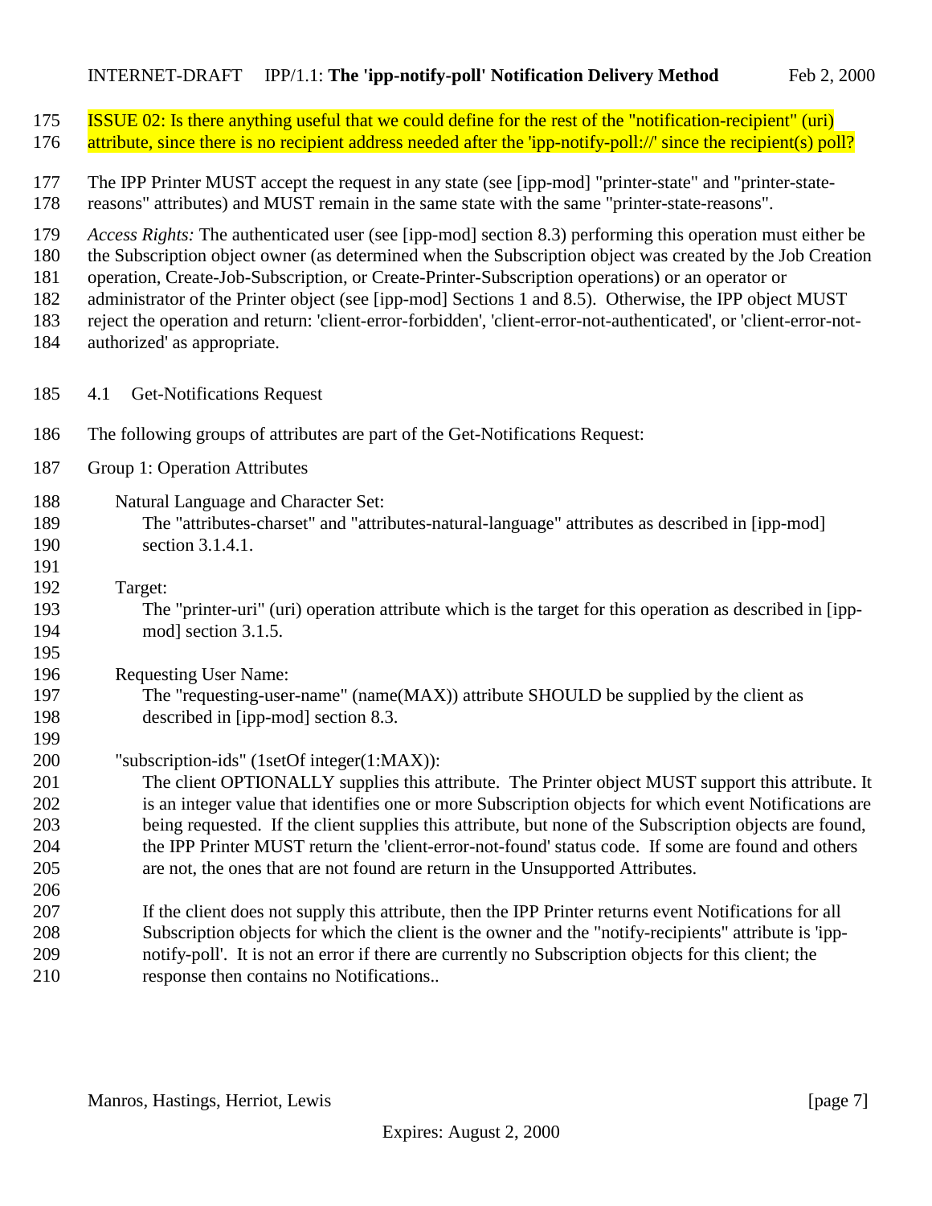ISSUE 02: Is there anything useful that we could define for the rest of the "notification-recipient" (uri) attribute, since there is no recipient address needed after the 'ipp-notify-poll://' since the recipient(s) poll?

The IPP Printer MUST accept the request in any state (see [ipp-mod] "printer-state" and "printer-state-reasons" attributes) and MUST remain in the same state with the same "printer-state-reasons".

*Access Rights:* The authenticated user (see [ipp-mod] section 8.3) performing this operation must either be the Subscription object owner (as determined when the Subscription object was created by the Job Creation operation, Create-Job-Subscription, or Create-Printer-Subscription operations) or an operator or administrator of the Printer object (see [ipp-mod] Sections 1 and 8.5). Otherwise, the IPP object MUST reject the operation and return: 'client-error-forbidden', 'client-error-not-authenticated', or 'client-error-not-authorized' as appropriate.

## 4.1 Get-Notifications Request

The following groups of attributes are part of the Get-Notifications Request:

Group 1: Operation Attributes

Natural Language and Character Set:
: The "attributes-charset" and "attributes-natural-language" attributes as described in [ipp-mod] section 3.1.4.1.

Target:
: The "printer-uri" (uri) operation attribute which is the target for this operation as described in [ipp-mod] section 3.1.5.

Requesting User Name:
: The "requesting-user-name" (name(MAX)) attribute SHOULD be supplied by the client as described in [ipp-mod] section 8.3.

"subscription-ids" (1setOf integer(1:MAX)):
: The client OPTIONALLY supplies this attribute. The Printer object MUST support this attribute. It is an integer value that identifies one or more Subscription objects for which event Notifications are being requested. If the client supplies this attribute, but none of the Subscription objects are found, the IPP Printer MUST return the 'client-error-not-found' status code. If some are found and others are not, the ones that are not found are return in the Unsupported Attributes.

: If the client does not supply this attribute, then the IPP Printer returns event Notifications for all Subscription objects for which the client is the owner and the "notify-recipients" attribute is 'ipp-notify-poll'. It is not an error if there are currently no Subscription objects for this client; the response then contains no Notifications..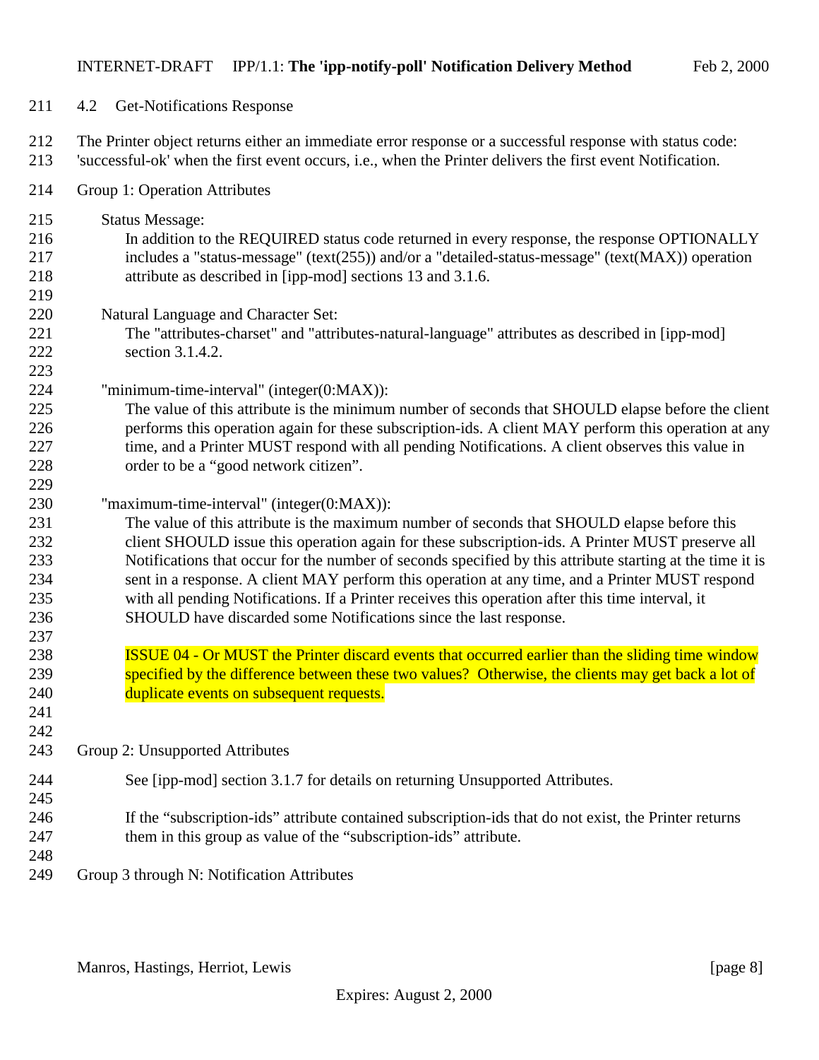## 4.2 Get-Notifications Response

The Printer object returns either an immediate error response or a successful response with status code: 'successful-ok' when the first event occurs, i.e., when the Printer delivers the first event Notification.

Group 1: Operation Attributes

Status Message:
In addition to the REQUIRED status code returned in every response, the response OPTIONALLY includes a "status-message" (text(255)) and/or a "detailed-status-message" (text(MAX)) operation attribute as described in [ipp-mod] sections 13 and 3.1.6.

Natural Language and Character Set:
The "attributes-charset" and "attributes-natural-language" attributes as described in [ipp-mod] section 3.1.4.2.

"minimum-time-interval" (integer(0:MAX)):
The value of this attribute is the minimum number of seconds that SHOULD elapse before the client performs this operation again for these subscription-ids. A client MAY perform this operation at any time, and a Printer MUST respond with all pending Notifications. A client observes this value in order to be a "good network citizen".

"maximum-time-interval" (integer(0:MAX)):
The value of this attribute is the maximum number of seconds that SHOULD elapse before this client SHOULD issue this operation again for these subscription-ids. A Printer MUST preserve all Notifications that occur for the number of seconds specified by this attribute starting at the time it is sent in a response. A client MAY perform this operation at any time, and a Printer MUST respond with all pending Notifications. If a Printer receives this operation after this time interval, it SHOULD have discarded some Notifications since the last response.

ISSUE 04 - Or MUST the Printer discard events that occurred earlier than the sliding time window specified by the difference between these two values? Otherwise, the clients may get back a lot of duplicate events on subsequent requests.

Group 2: Unsupported Attributes

See [ipp-mod] section 3.1.7 for details on returning Unsupported Attributes.

If the "subscription-ids" attribute contained subscription-ids that do not exist, the Printer returns them in this group as value of the "subscription-ids" attribute.

Group 3 through N: Notification Attributes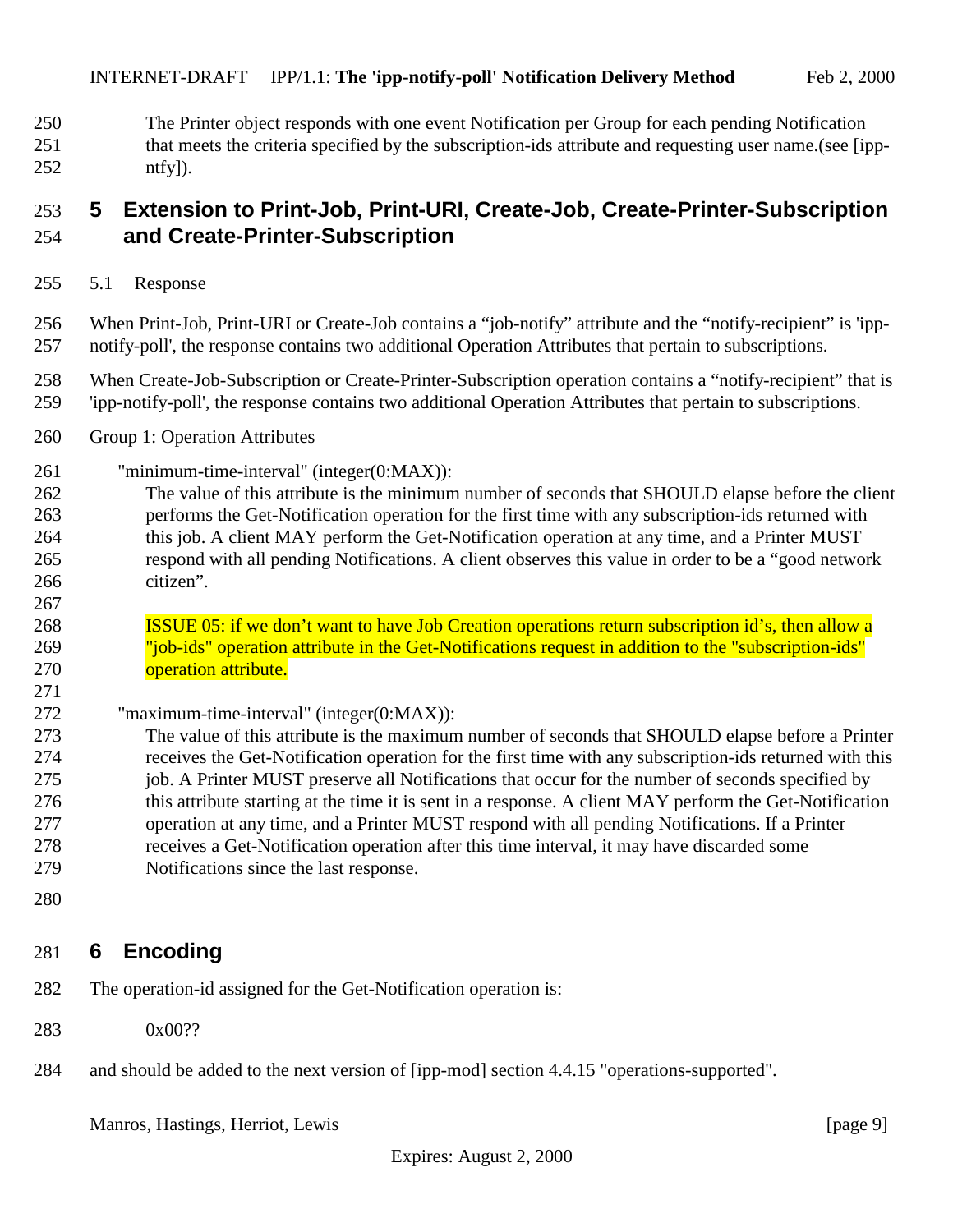The Printer object responds with one event Notification per Group for each pending Notification that meets the criteria specified by the subscription-ids attribute and requesting user name.(see [ipp-ntfy]).

# 5 Extension to Print-Job, Print-URI, Create-Job, Create-Printer-Subscription and Create-Printer-Subscription

## 5.1 Response

When Print-Job, Print-URI or Create-Job contains a “job-notify” attribute and the “notify-recipient” is 'ipp-notify-poll', the response contains two additional Operation Attributes that pertain to subscriptions.

When Create-Job-Subscription or Create-Printer-Subscription operation contains a “notify-recipient” that is 'ipp-notify-poll', the response contains two additional Operation Attributes that pertain to subscriptions.

Group 1: Operation Attributes

"minimum-time-interval" (integer(0:MAX)):

The value of this attribute is the minimum number of seconds that SHOULD elapse before the client performs the Get-Notification operation for the first time with any subscription-ids returned with this job. A client MAY perform the Get-Notification operation at any time, and a Printer MUST respond with all pending Notifications. A client observes this value in order to be a “good network citizen”.

ISSUE 05: if we don’t want to have Job Creation operations return subscription id’s, then allow a "job-ids" operation attribute in the Get-Notifications request in addition to the "subscription-ids" operation attribute.

"maximum-time-interval" (integer(0:MAX)):

The value of this attribute is the maximum number of seconds that SHOULD elapse before a Printer receives the Get-Notification operation for the first time with any subscription-ids returned with this job. A Printer MUST preserve all Notifications that occur for the number of seconds specified by this attribute starting at the time it is sent in a response. A client MAY perform the Get-Notification operation at any time, and a Printer MUST respond with all pending Notifications. If a Printer receives a Get-Notification operation after this time interval, it may have discarded some Notifications since the last response.

# 6 Encoding

The operation-id assigned for the Get-Notification operation is:

0x00??

and should be added to the next version of [ipp-mod] section 4.4.15 "operations-supported".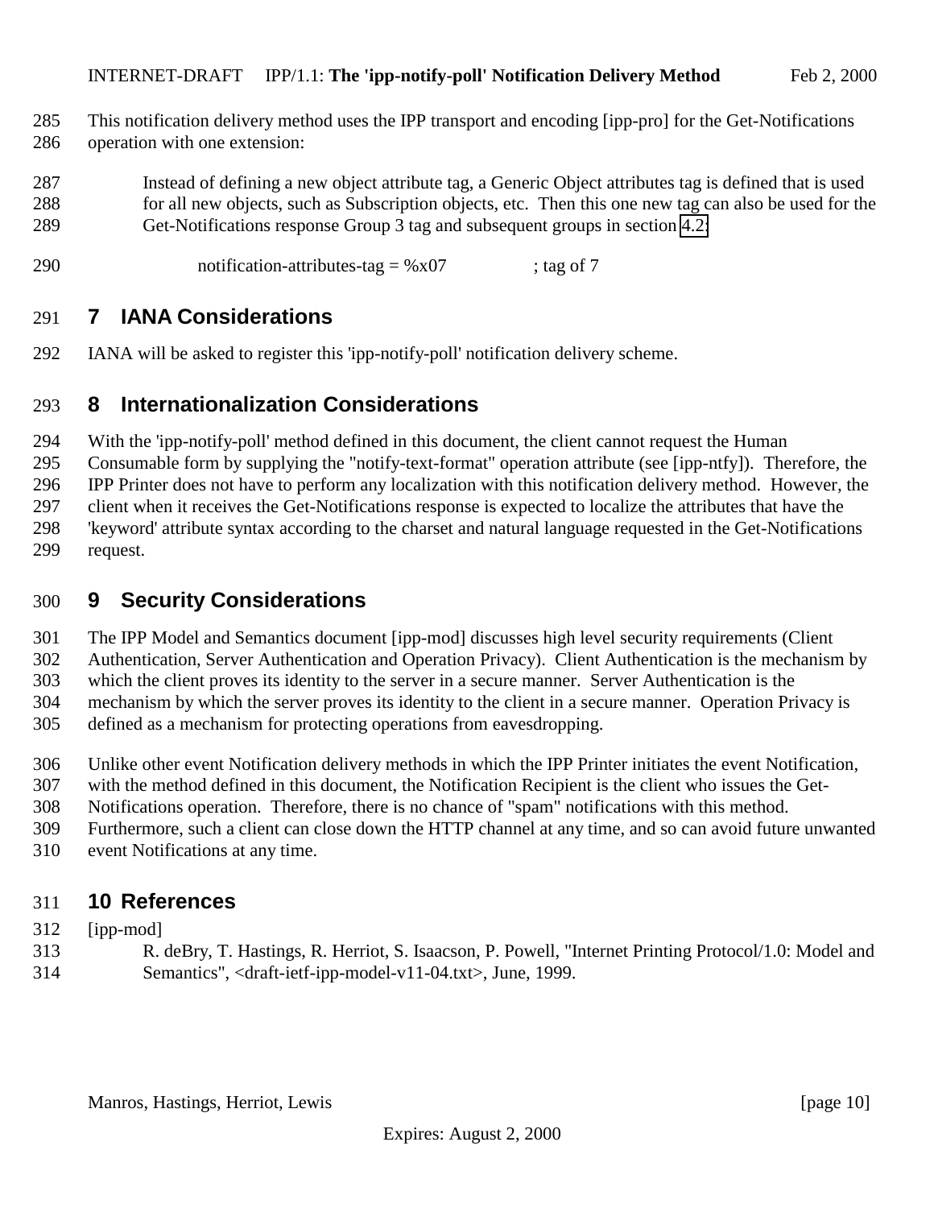This notification delivery method uses the IPP transport and encoding [ipp-pro] for the Get-Notifications operation with one extension:

> Instead of defining a new object attribute tag, a Generic Object attributes tag is defined that is used for all new objects, such as Subscription objects, etc. Then this one new tag can also be used for the Get-Notifications response Group 3 tag and subsequent groups in section 4.2:

```
notification-attributes-tag = %x07          ; tag of 7
```

# 7 IANA Considerations

IANA will be asked to register this 'ipp-notify-poll' notification delivery scheme.

# 8 Internationalization Considerations

With the 'ipp-notify-poll' method defined in this document, the client cannot request the Human Consumable form by supplying the "notify-text-format" operation attribute (see [ipp-ntfy]). Therefore, the IPP Printer does not have to perform any localization with this notification delivery method. However, the client when it receives the Get-Notifications response is expected to localize the attributes that have the 'keyword' attribute syntax according to the charset and natural language requested in the Get-Notifications request.

# 9 Security Considerations

The IPP Model and Semantics document [ipp-mod] discusses high level security requirements (Client Authentication, Server Authentication and Operation Privacy). Client Authentication is the mechanism by which the client proves its identity to the server in a secure manner. Server Authentication is the mechanism by which the server proves its identity to the client in a secure manner. Operation Privacy is defined as a mechanism for protecting operations from eavesdropping.

Unlike other event Notification delivery methods in which the IPP Printer initiates the event Notification, with the method defined in this document, the Notification Recipient is the client who issues the Get-Notifications operation. Therefore, there is no chance of "spam" notifications with this method. Furthermore, such a client can close down the HTTP channel at any time, and so can avoid future unwanted event Notifications at any time.

# 10 References

[ipp-mod]

R. deBry, T. Hastings, R. Herriot, S. Isaacson, P. Powell, "Internet Printing Protocol/1.0: Model and Semantics", <draft-ietf-ipp-model-v11-04.txt>, June, 1999.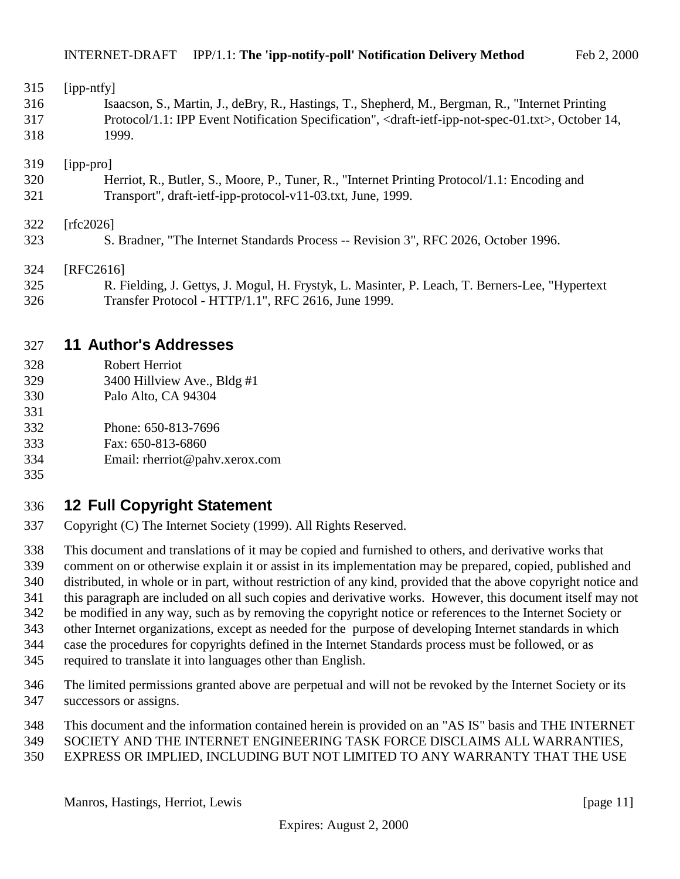[ipp-ntfy]

Isaacson, S., Martin, J., deBry, R., Hastings, T., Shepherd, M., Bergman, R., "Internet Printing Protocol/1.1: IPP Event Notification Specification", <draft-ietf-ipp-not-spec-01.txt>, October 14, 1999.

[ipp-pro]

Herriot, R., Butler, S., Moore, P., Tuner, R., "Internet Printing Protocol/1.1: Encoding and Transport", draft-ietf-ipp-protocol-v11-03.txt, June, 1999.

[rfc2026]

S. Bradner, "The Internet Standards Process -- Revision 3", RFC 2026, October 1996.

[RFC2616]

R. Fielding, J. Gettys, J. Mogul, H. Frystyk, L. Masinter, P. Leach, T. Berners-Lee, "Hypertext Transfer Protocol - HTTP/1.1", RFC 2616, June 1999.

## 11 Author's Addresses

Robert Herriot
3400 Hillview Ave., Bldg #1
Palo Alto, CA 94304

Phone: 650-813-7696
Fax: 650-813-6860
Email: rherriot@pahv.xerox.com

## 12 Full Copyright Statement

Copyright (C) The Internet Society (1999). All Rights Reserved.

This document and translations of it may be copied and furnished to others, and derivative works that comment on or otherwise explain it or assist in its implementation may be prepared, copied, published and distributed, in whole or in part, without restriction of any kind, provided that the above copyright notice and this paragraph are included on all such copies and derivative works. However, this document itself may not be modified in any way, such as by removing the copyright notice or references to the Internet Society or other Internet organizations, except as needed for the purpose of developing Internet standards in which case the procedures for copyrights defined in the Internet Standards process must be followed, or as required to translate it into languages other than English.

The limited permissions granted above are perpetual and will not be revoked by the Internet Society or its successors or assigns.

This document and the information contained herein is provided on an "AS IS" basis and THE INTERNET SOCIETY AND THE INTERNET ENGINEERING TASK FORCE DISCLAIMS ALL WARRANTIES, EXPRESS OR IMPLIED, INCLUDING BUT NOT LIMITED TO ANY WARRANTY THAT THE USE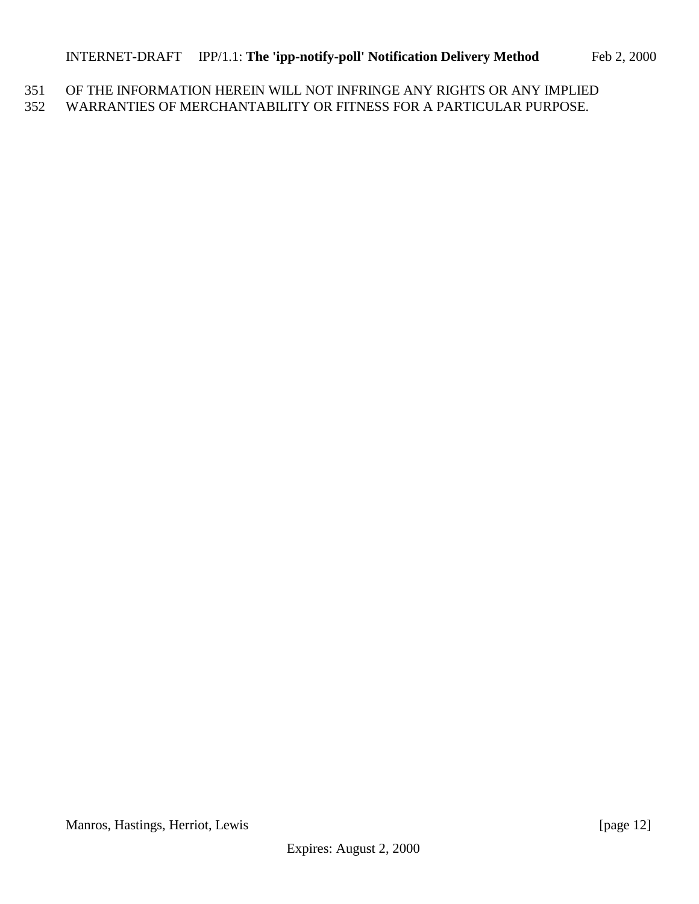OF THE INFORMATION HEREIN WILL NOT INFRINGE ANY RIGHTS OR ANY IMPLIED WARRANTIES OF MERCHANTABILITY OR FITNESS FOR A PARTICULAR PURPOSE.